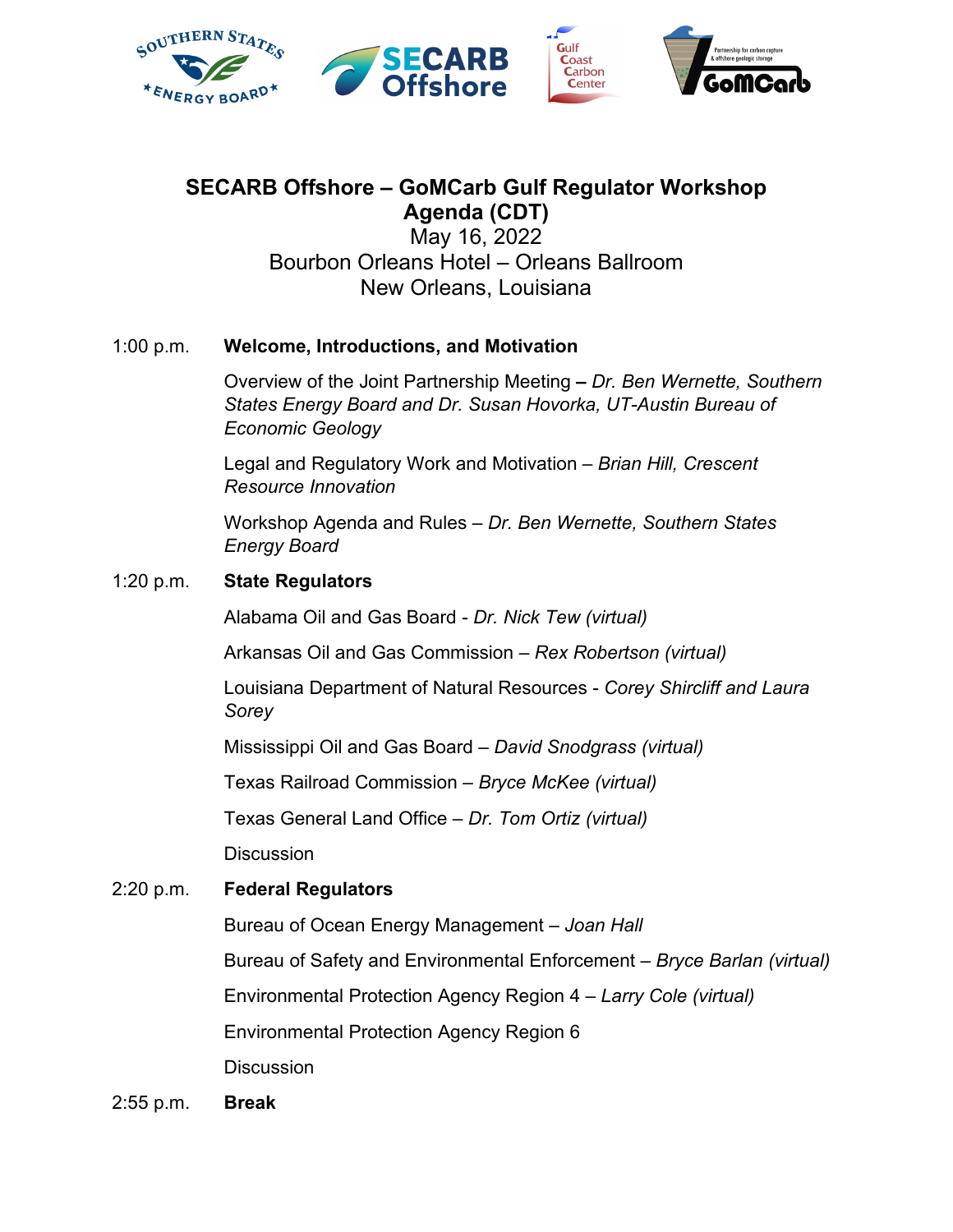# SECARB Offshore – GoMCarb Gulf Regulator Workshop

## Agenda (CDT)

May 16, 2022
Bourbon Orleans Hotel – Orleans Ballroom
New Orleans, Louisiana

**1:00 p.m. Welcome, Introductions, and Motivation**

Overview of the Joint Partnership Meeting **–** *Dr. Ben Wernette, Southern States Energy Board and Dr. Susan Hovorka, UT-Austin Bureau of Economic Geology*

Legal and Regulatory Work and Motivation – *Brian Hill, Crescent Resource Innovation*

Workshop Agenda and Rules – *Dr. Ben Wernette, Southern States Energy Board*

**1:20 p.m. State Regulators**

Alabama Oil and Gas Board - *Dr. Nick Tew (virtual)*

Arkansas Oil and Gas Commission – *Rex Robertson (virtual)*

Louisiana Department of Natural Resources - *Corey Shircliff and Laura Sorey*

Mississippi Oil and Gas Board – *David Snodgrass (virtual)*

Texas Railroad Commission – *Bryce McKee (virtual)*

Texas General Land Office – *Dr. Tom Ortiz (virtual)*

Discussion

**2:20 p.m. Federal Regulators**

Bureau of Ocean Energy Management – *Joan Hall*

Bureau of Safety and Environmental Enforcement – *Bryce Barlan (virtual)*

Environmental Protection Agency Region 4 – *Larry Cole (virtual)*

Environmental Protection Agency Region 6

Discussion

**2:55 p.m. Break**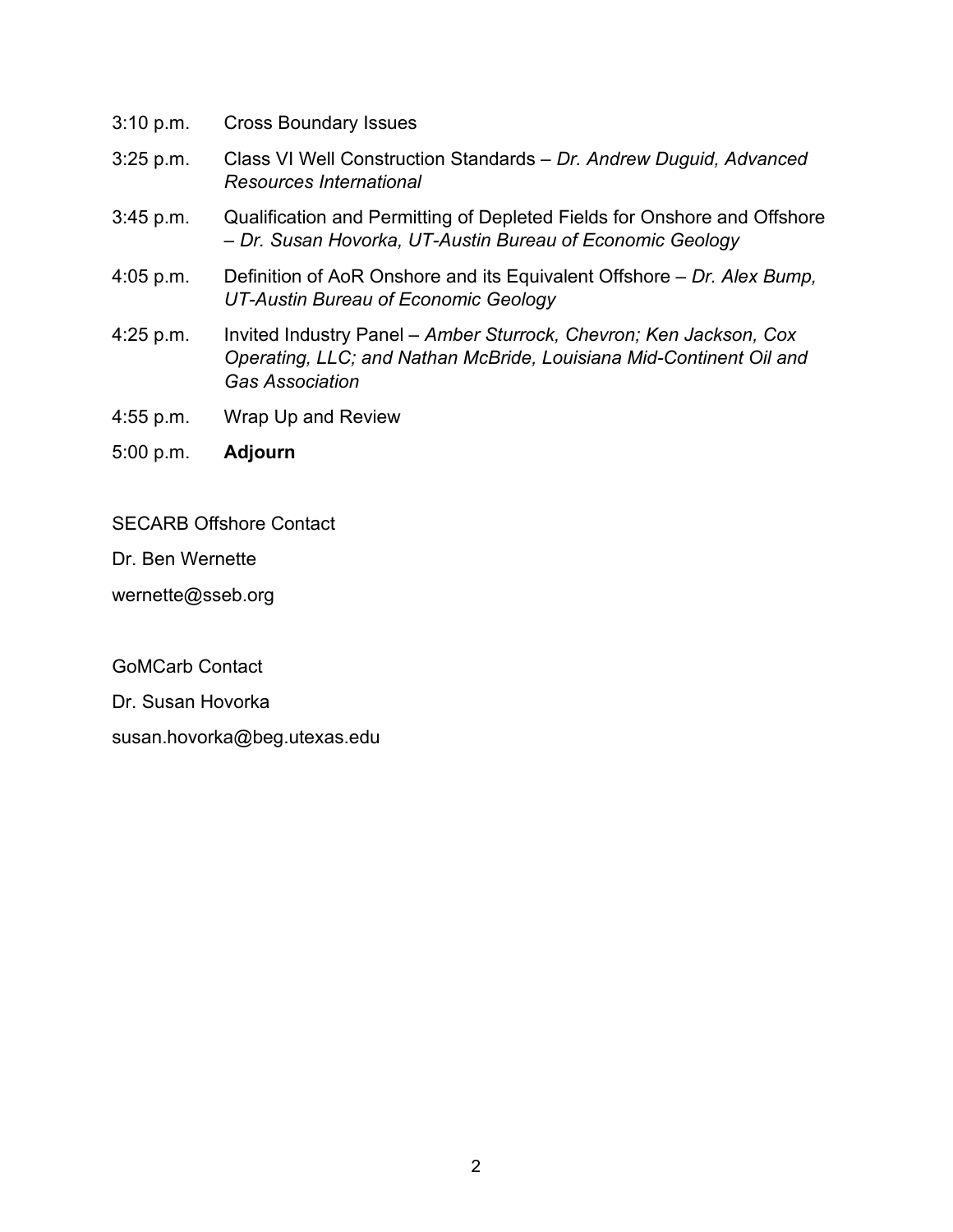3:10 p.m. Cross Boundary Issues

3:25 p.m. Class VI Well Construction Standards – *Dr. Andrew Duguid, Advanced Resources International*

3:45 p.m. Qualification and Permitting of Depleted Fields for Onshore and Offshore – *Dr. Susan Hovorka, UT-Austin Bureau of Economic Geology*

4:05 p.m. Definition of AoR Onshore and its Equivalent Offshore – *Dr. Alex Bump, UT-Austin Bureau of Economic Geology*

4:25 p.m. Invited Industry Panel – *Amber Sturrock, Chevron; Ken Jackson, Cox Operating, LLC; and Nathan McBride, Louisiana Mid-Continent Oil and Gas Association*

4:55 p.m. Wrap Up and Review

5:00 p.m. **Adjourn**

SECARB Offshore Contact

Dr. Ben Wernette

wernette@sseb.org

GoMCarb Contact

Dr. Susan Hovorka

susan.hovorka@beg.utexas.edu